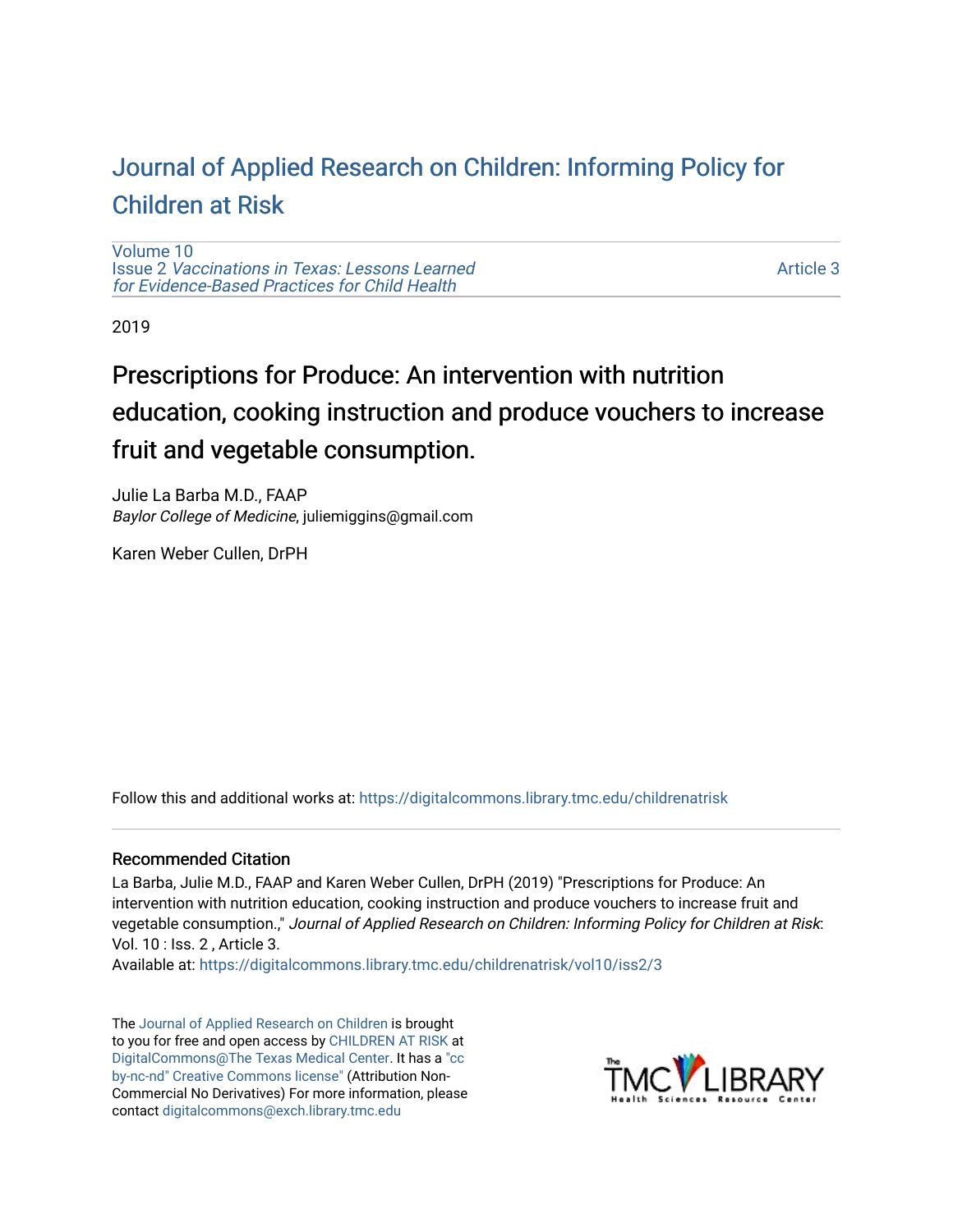# Journal of Applied Research on Children: Informing Policy for Children at Risk

Volume 10
Issue 2 *Vaccinations in Texas: Lessons Learned for Evidence-Based Practices for Child Health*

Article 3

2019

## Prescriptions for Produce: An intervention with nutrition education, cooking instruction and produce vouchers to increase fruit and vegetable consumption.

Julie La Barba M.D., FAAP
*Baylor College of Medicine*, juliemiggins@gmail.com

Karen Weber Cullen, DrPH

Follow this and additional works at: https://digitalcommons.library.tmc.edu/childrenatrisk

### Recommended Citation

La Barba, Julie M.D., FAAP and Karen Weber Cullen, DrPH (2019) "Prescriptions for Produce: An intervention with nutrition education, cooking instruction and produce vouchers to increase fruit and vegetable consumption.," *Journal of Applied Research on Children: Informing Policy for Children at Risk*: Vol. 10 : Iss. 2 , Article 3.
Available at: https://digitalcommons.library.tmc.edu/childrenatrisk/vol10/iss2/3

The Journal of Applied Research on Children is brought to you for free and open access by CHILDREN AT RISK at DigitalCommons@The Texas Medical Center. It has a "cc by-nc-nd" Creative Commons license" (Attribution Non-Commercial No Derivatives) For more information, please contact digitalcommons@exch.library.tmc.edu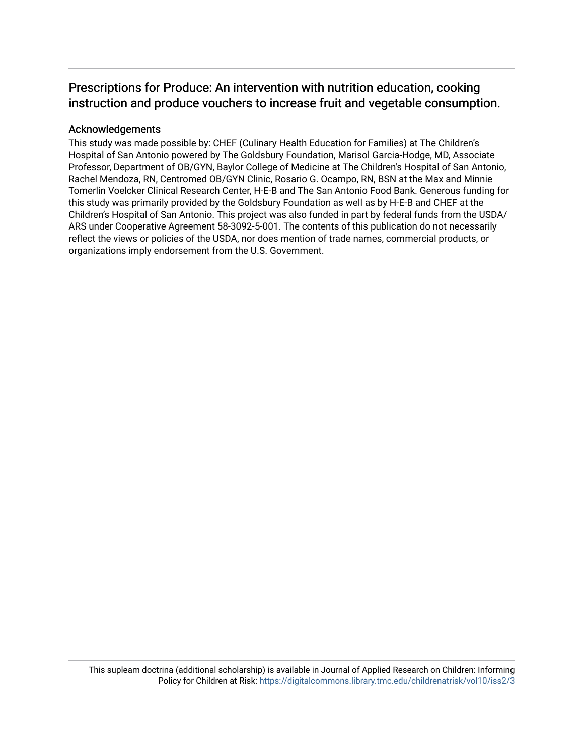## Prescriptions for Produce: An intervention with nutrition education, cooking instruction and produce vouchers to increase fruit and vegetable consumption.

### Acknowledgements

This study was made possible by: CHEF (Culinary Health Education for Families) at The Children's Hospital of San Antonio powered by The Goldsbury Foundation, Marisol Garcia-Hodge, MD, Associate Professor, Department of OB/GYN, Baylor College of Medicine at The Children's Hospital of San Antonio, Rachel Mendoza, RN, Centromed OB/GYN Clinic, Rosario G. Ocampo, RN, BSN at the Max and Minnie Tomerlin Voelcker Clinical Research Center, H-E-B and The San Antonio Food Bank. Generous funding for this study was primarily provided by the Goldsbury Foundation as well as by H-E-B and CHEF at the Children's Hospital of San Antonio. This project was also funded in part by federal funds from the USDA/ARS under Cooperative Agreement 58-3092-5-001. The contents of this publication do not necessarily reflect the views or policies of the USDA, nor does mention of trade names, commercial products, or organizations imply endorsement from the U.S. Government.

This supleam doctrina (additional scholarship) is available in Journal of Applied Research on Children: Informing Policy for Children at Risk: https://digitalcommons.library.tmc.edu/childrenatrisk/vol10/iss2/3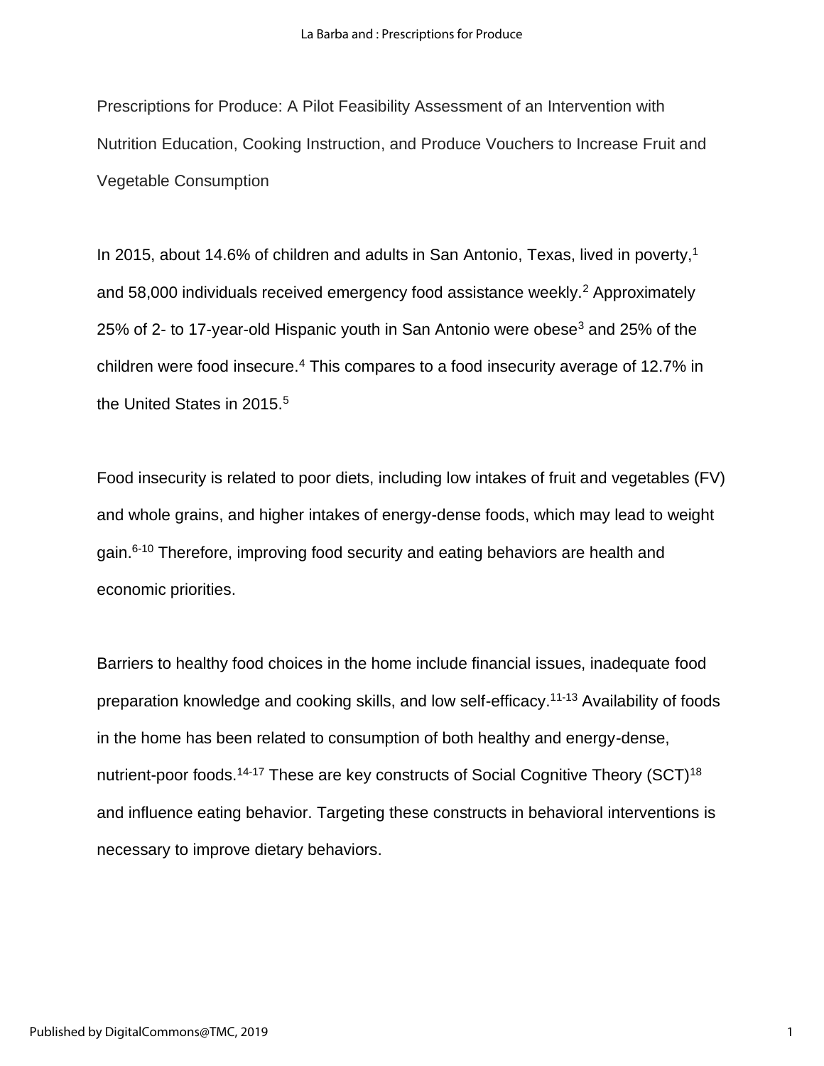Prescriptions for Produce: A Pilot Feasibility Assessment of an Intervention with Nutrition Education, Cooking Instruction, and Produce Vouchers to Increase Fruit and Vegetable Consumption

In 2015, about 14.6% of children and adults in San Antonio, Texas, lived in poverty,[1] and 58,000 individuals received emergency food assistance weekly.[2] Approximately 25% of 2- to 17-year-old Hispanic youth in San Antonio were obese[3] and 25% of the children were food insecure.[4] This compares to a food insecurity average of 12.7% in the United States in 2015.[5]

Food insecurity is related to poor diets, including low intakes of fruit and vegetables (FV) and whole grains, and higher intakes of energy-dense foods, which may lead to weight gain.[6-10] Therefore, improving food security and eating behaviors are health and economic priorities.

Barriers to healthy food choices in the home include financial issues, inadequate food preparation knowledge and cooking skills, and low self-efficacy.[11-13] Availability of foods in the home has been related to consumption of both healthy and energy-dense, nutrient-poor foods.[14-17] These are key constructs of Social Cognitive Theory (SCT)[18] and influence eating behavior. Targeting these constructs in behavioral interventions is necessary to improve dietary behaviors.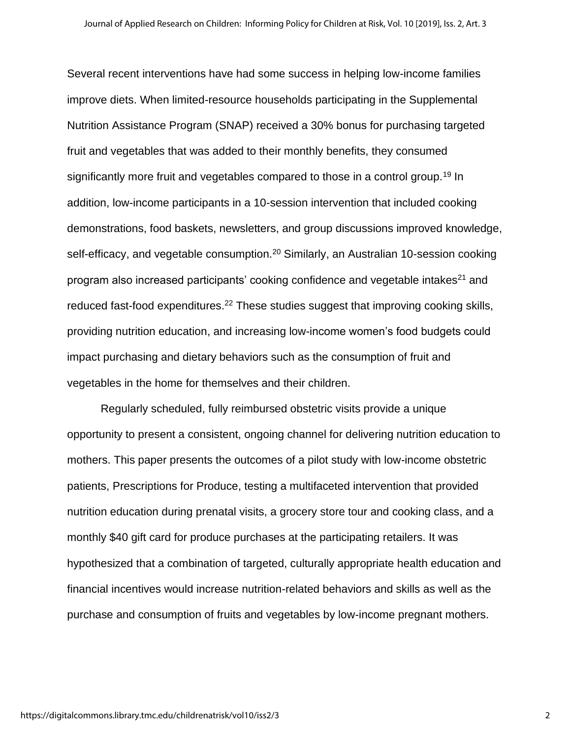Several recent interventions have had some success in helping low-income families improve diets. When limited-resource households participating in the Supplemental Nutrition Assistance Program (SNAP) received a 30% bonus for purchasing targeted fruit and vegetables that was added to their monthly benefits, they consumed significantly more fruit and vegetables compared to those in a control group.[19] In addition, low-income participants in a 10-session intervention that included cooking demonstrations, food baskets, newsletters, and group discussions improved knowledge, self-efficacy, and vegetable consumption.[20] Similarly, an Australian 10-session cooking program also increased participants' cooking confidence and vegetable intakes[21] and reduced fast-food expenditures.[22] These studies suggest that improving cooking skills, providing nutrition education, and increasing low-income women's food budgets could impact purchasing and dietary behaviors such as the consumption of fruit and vegetables in the home for themselves and their children.

Regularly scheduled, fully reimbursed obstetric visits provide a unique opportunity to present a consistent, ongoing channel for delivering nutrition education to mothers. This paper presents the outcomes of a pilot study with low-income obstetric patients, Prescriptions for Produce, testing a multifaceted intervention that provided nutrition education during prenatal visits, a grocery store tour and cooking class, and a monthly $40 gift card for produce purchases at the participating retailers. It was hypothesized that a combination of targeted, culturally appropriate health education and financial incentives would increase nutrition-related behaviors and skills as well as the purchase and consumption of fruits and vegetables by low-income pregnant mothers.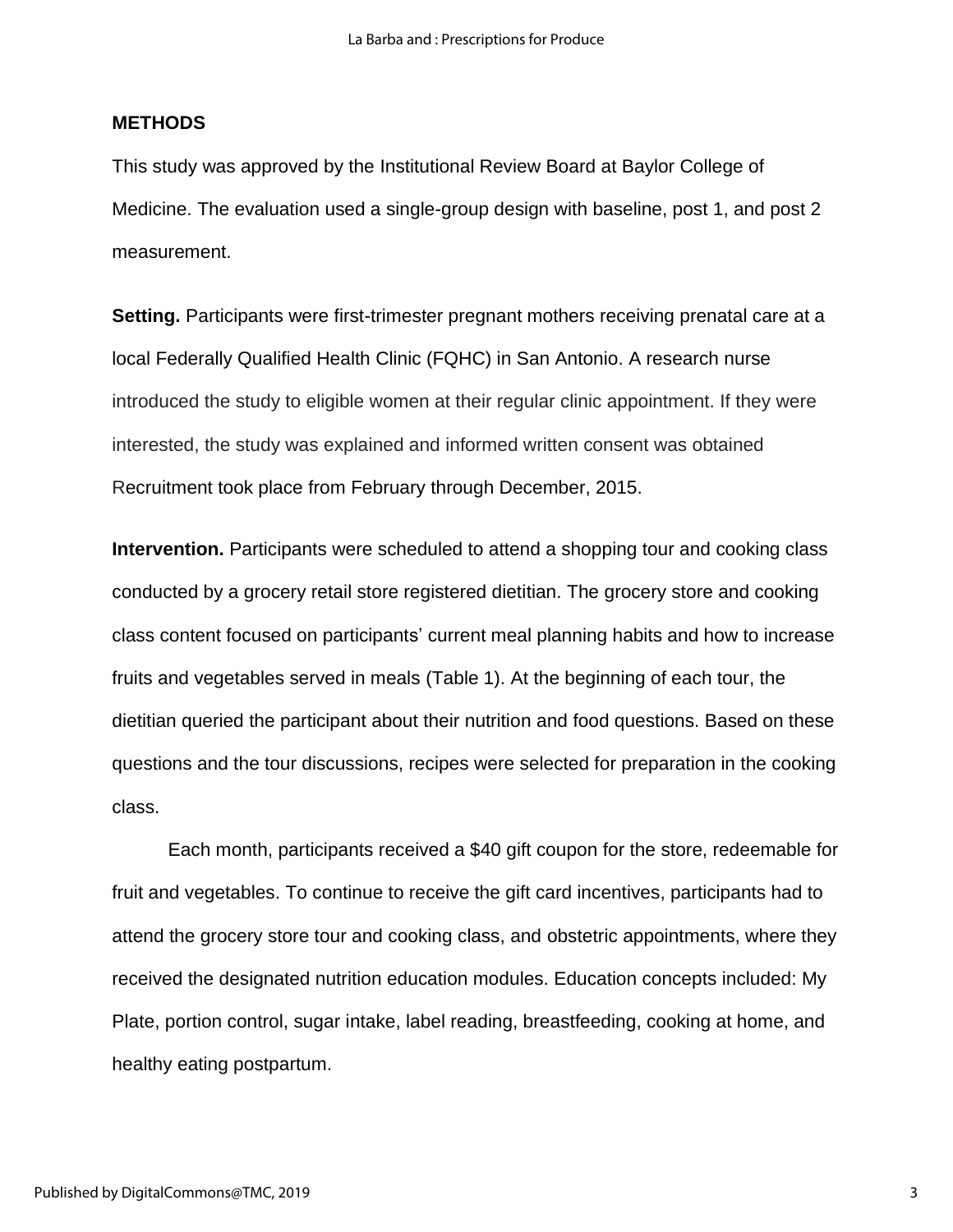## METHODS

This study was approved by the Institutional Review Board at Baylor College of Medicine. The evaluation used a single-group design with baseline, post 1, and post 2 measurement.

**Setting.** Participants were first-trimester pregnant mothers receiving prenatal care at a local Federally Qualified Health Clinic (FQHC) in San Antonio. A research nurse introduced the study to eligible women at their regular clinic appointment. If they were interested, the study was explained and informed written consent was obtained Recruitment took place from February through December, 2015.

**Intervention.** Participants were scheduled to attend a shopping tour and cooking class conducted by a grocery retail store registered dietitian. The grocery store and cooking class content focused on participants' current meal planning habits and how to increase fruits and vegetables served in meals (Table 1). At the beginning of each tour, the dietitian queried the participant about their nutrition and food questions. Based on these questions and the tour discussions, recipes were selected for preparation in the cooking class.

Each month, participants received a $40 gift coupon for the store, redeemable for fruit and vegetables. To continue to receive the gift card incentives, participants had to attend the grocery store tour and cooking class, and obstetric appointments, where they received the designated nutrition education modules. Education concepts included: My Plate, portion control, sugar intake, label reading, breastfeeding, cooking at home, and healthy eating postpartum.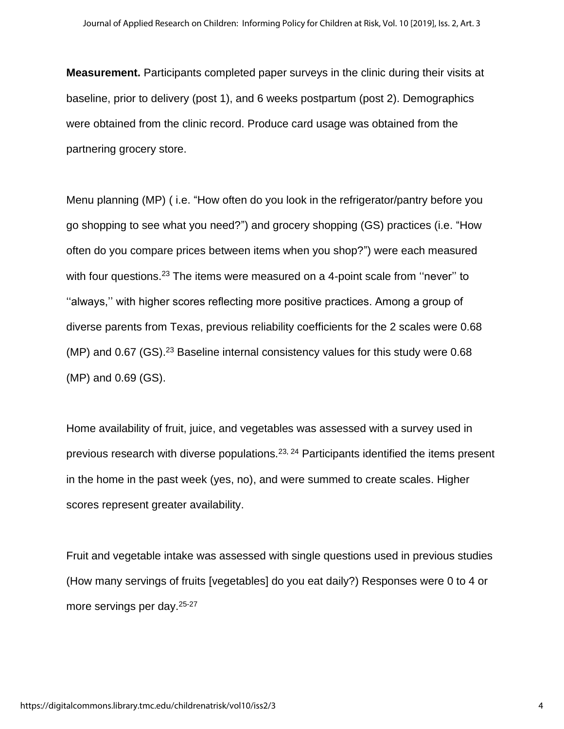**Measurement.** Participants completed paper surveys in the clinic during their visits at baseline, prior to delivery (post 1), and 6 weeks postpartum (post 2). Demographics were obtained from the clinic record. Produce card usage was obtained from the partnering grocery store.

Menu planning (MP) ( i.e. "How often do you look in the refrigerator/pantry before you go shopping to see what you need?") and grocery shopping (GS) practices (i.e. "How often do you compare prices between items when you shop?") were each measured with four questions.[23] The items were measured on a 4-point scale from ''never'' to ''always,'' with higher scores reflecting more positive practices. Among a group of diverse parents from Texas, previous reliability coefficients for the 2 scales were 0.68 (MP) and 0.67 (GS).[23] Baseline internal consistency values for this study were 0.68 (MP) and 0.69 (GS).

Home availability of fruit, juice, and vegetables was assessed with a survey used in previous research with diverse populations.[23, 24] Participants identified the items present in the home in the past week (yes, no), and were summed to create scales. Higher scores represent greater availability.

Fruit and vegetable intake was assessed with single questions used in previous studies (How many servings of fruits [vegetables] do you eat daily?) Responses were 0 to 4 or more servings per day.[25-27]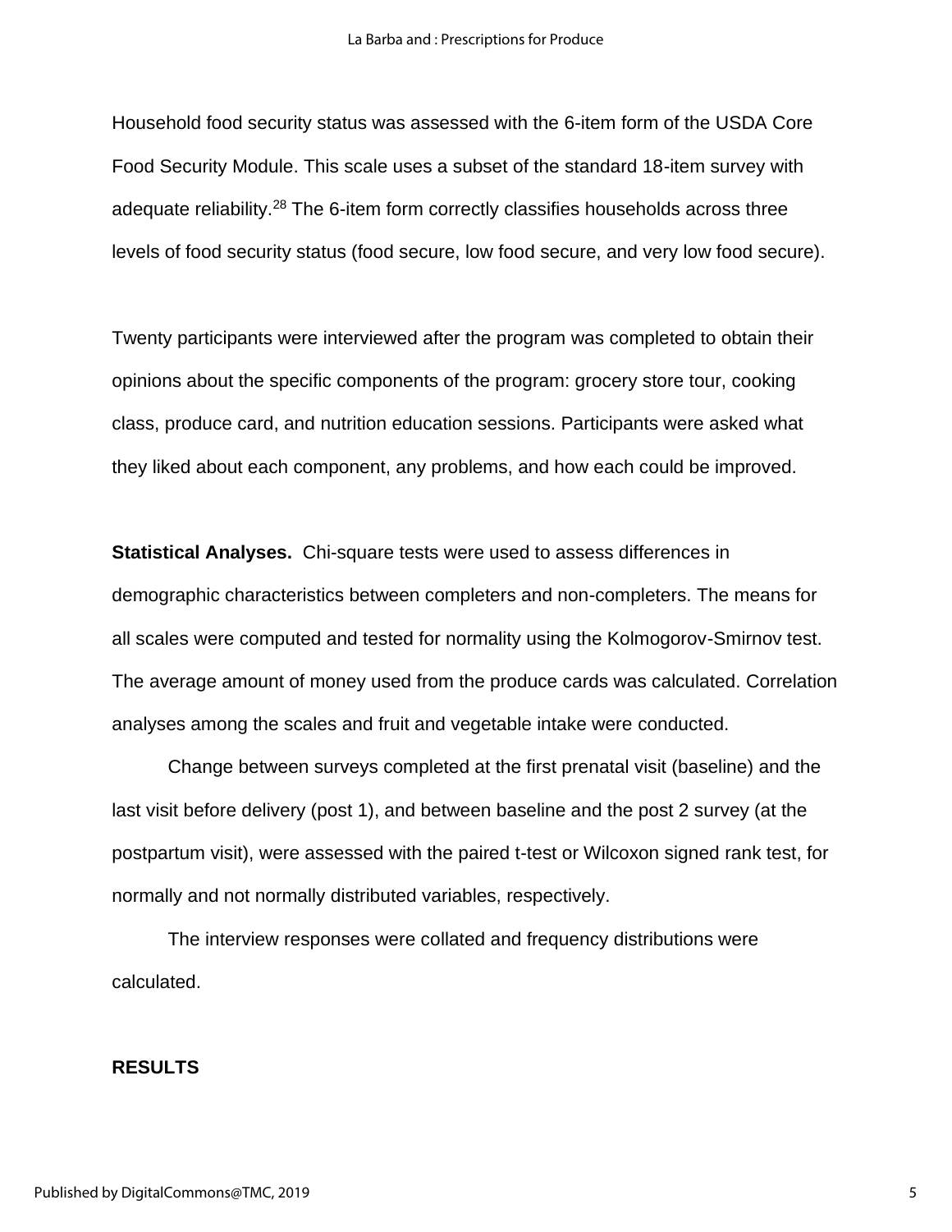Household food security status was assessed with the 6-item form of the USDA Core Food Security Module. This scale uses a subset of the standard 18-item survey with adequate reliability.[28] The 6-item form correctly classifies households across three levels of food security status (food secure, low food secure, and very low food secure).

Twenty participants were interviewed after the program was completed to obtain their opinions about the specific components of the program: grocery store tour, cooking class, produce card, and nutrition education sessions. Participants were asked what they liked about each component, any problems, and how each could be improved.

**Statistical Analyses.** Chi-square tests were used to assess differences in demographic characteristics between completers and non-completers. The means for all scales were computed and tested for normality using the Kolmogorov-Smirnov test. The average amount of money used from the produce cards was calculated. Correlation analyses among the scales and fruit and vegetable intake were conducted.

Change between surveys completed at the first prenatal visit (baseline) and the last visit before delivery (post 1), and between baseline and the post 2 survey (at the postpartum visit), were assessed with the paired t-test or Wilcoxon signed rank test, for normally and not normally distributed variables, respectively.

The interview responses were collated and frequency distributions were calculated.

## RESULTS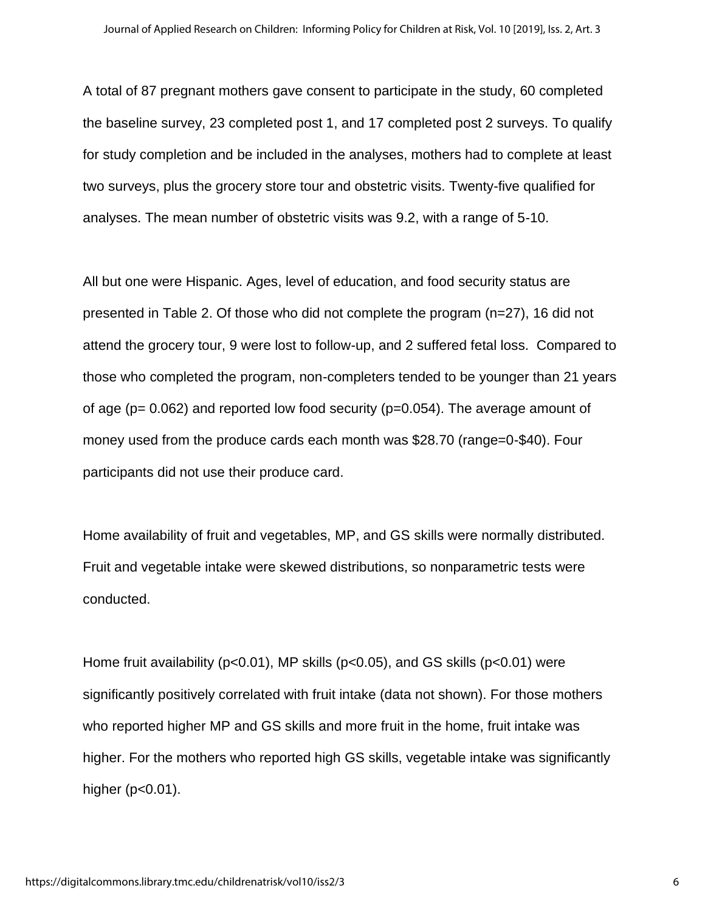A total of 87 pregnant mothers gave consent to participate in the study, 60 completed the baseline survey, 23 completed post 1, and 17 completed post 2 surveys. To qualify for study completion and be included in the analyses, mothers had to complete at least two surveys, plus the grocery store tour and obstetric visits. Twenty-five qualified for analyses. The mean number of obstetric visits was 9.2, with a range of 5-10.

All but one were Hispanic. Ages, level of education, and food security status are presented in Table 2. Of those who did not complete the program (n=27), 16 did not attend the grocery tour, 9 were lost to follow-up, and 2 suffered fetal loss. Compared to those who completed the program, non-completers tended to be younger than 21 years of age ($p = 0.062$) and reported low food security ($p = 0.054$). The average amount of money used from the produce cards each month was $28.70 (range=0-$40). Four participants did not use their produce card.

Home availability of fruit and vegetables, MP, and GS skills were normally distributed. Fruit and vegetable intake were skewed distributions, so nonparametric tests were conducted.

Home fruit availability ($p < 0.01$), MP skills ($p < 0.05$), and GS skills ($p < 0.01$) were significantly positively correlated with fruit intake (data not shown). For those mothers who reported higher MP and GS skills and more fruit in the home, fruit intake was higher. For the mothers who reported high GS skills, vegetable intake was significantly higher ($p < 0.01$).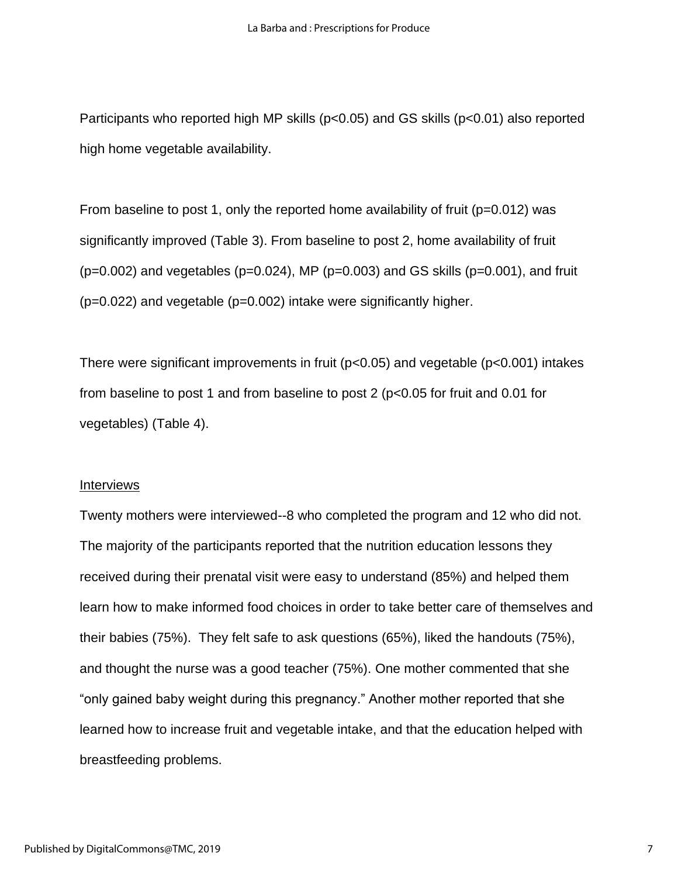Participants who reported high MP skills ($p<0.05$) and GS skills ($p<0.01$) also reported high home vegetable availability.

From baseline to post 1, only the reported home availability of fruit ($p=0.012$) was significantly improved (Table 3). From baseline to post 2, home availability of fruit ($p=0.002$) and vegetables ($p=0.024$), MP ($p=0.003$) and GS skills ($p=0.001$), and fruit ($p=0.022$) and vegetable ($p=0.002$) intake were significantly higher.

There were significant improvements in fruit ($p<0.05$) and vegetable ($p<0.001$) intakes from baseline to post 1 and from baseline to post 2 ($p<0.05$ for fruit and 0.01 for vegetables) (Table 4).

Interviews

Twenty mothers were interviewed--8 who completed the program and 12 who did not. The majority of the participants reported that the nutrition education lessons they received during their prenatal visit were easy to understand (85%) and helped them learn how to make informed food choices in order to take better care of themselves and their babies (75%). They felt safe to ask questions (65%), liked the handouts (75%), and thought the nurse was a good teacher (75%). One mother commented that she "only gained baby weight during this pregnancy." Another mother reported that she learned how to increase fruit and vegetable intake, and that the education helped with breastfeeding problems.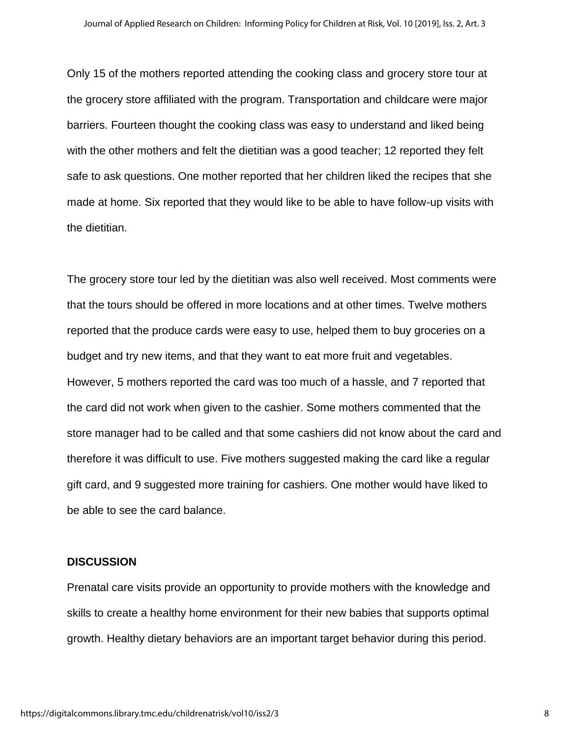Only 15 of the mothers reported attending the cooking class and grocery store tour at the grocery store affiliated with the program. Transportation and childcare were major barriers. Fourteen thought the cooking class was easy to understand and liked being with the other mothers and felt the dietitian was a good teacher; 12 reported they felt safe to ask questions. One mother reported that her children liked the recipes that she made at home. Six reported that they would like to be able to have follow-up visits with the dietitian.

The grocery store tour led by the dietitian was also well received. Most comments were that the tours should be offered in more locations and at other times. Twelve mothers reported that the produce cards were easy to use, helped them to buy groceries on a budget and try new items, and that they want to eat more fruit and vegetables. However, 5 mothers reported the card was too much of a hassle, and 7 reported that the card did not work when given to the cashier. Some mothers commented that the store manager had to be called and that some cashiers did not know about the card and therefore it was difficult to use. Five mothers suggested making the card like a regular gift card, and 9 suggested more training for cashiers. One mother would have liked to be able to see the card balance.

## DISCUSSION

Prenatal care visits provide an opportunity to provide mothers with the knowledge and skills to create a healthy home environment for their new babies that supports optimal growth. Healthy dietary behaviors are an important target behavior during this period.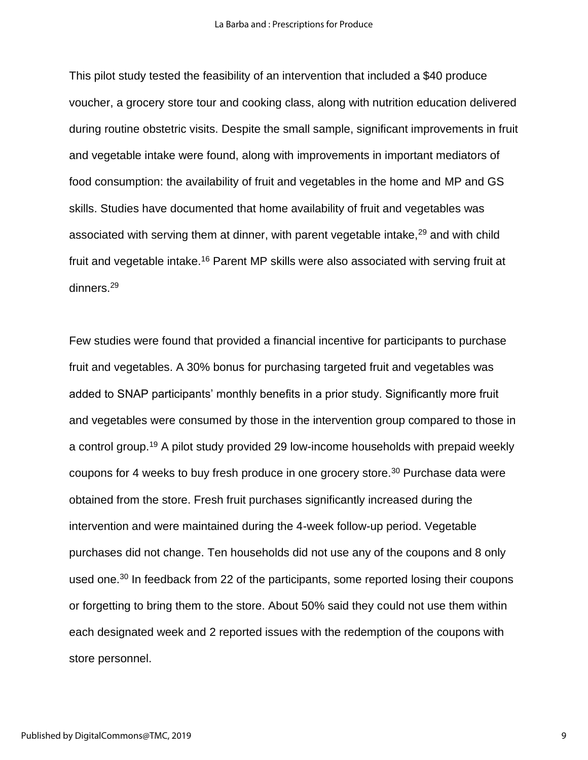This pilot study tested the feasibility of an intervention that included a $40 produce voucher, a grocery store tour and cooking class, along with nutrition education delivered during routine obstetric visits. Despite the small sample, significant improvements in fruit and vegetable intake were found, along with improvements in important mediators of food consumption: the availability of fruit and vegetables in the home and MP and GS skills. Studies have documented that home availability of fruit and vegetables was associated with serving them at dinner, with parent vegetable intake,[29] and with child fruit and vegetable intake.[16] Parent MP skills were also associated with serving fruit at dinners.[29]

Few studies were found that provided a financial incentive for participants to purchase fruit and vegetables. A 30% bonus for purchasing targeted fruit and vegetables was added to SNAP participants' monthly benefits in a prior study. Significantly more fruit and vegetables were consumed by those in the intervention group compared to those in a control group.[19] A pilot study provided 29 low-income households with prepaid weekly coupons for 4 weeks to buy fresh produce in one grocery store.[30] Purchase data were obtained from the store. Fresh fruit purchases significantly increased during the intervention and were maintained during the 4-week follow-up period. Vegetable purchases did not change. Ten households did not use any of the coupons and 8 only used one.[30] In feedback from 22 of the participants, some reported losing their coupons or forgetting to bring them to the store. About 50% said they could not use them within each designated week and 2 reported issues with the redemption of the coupons with store personnel.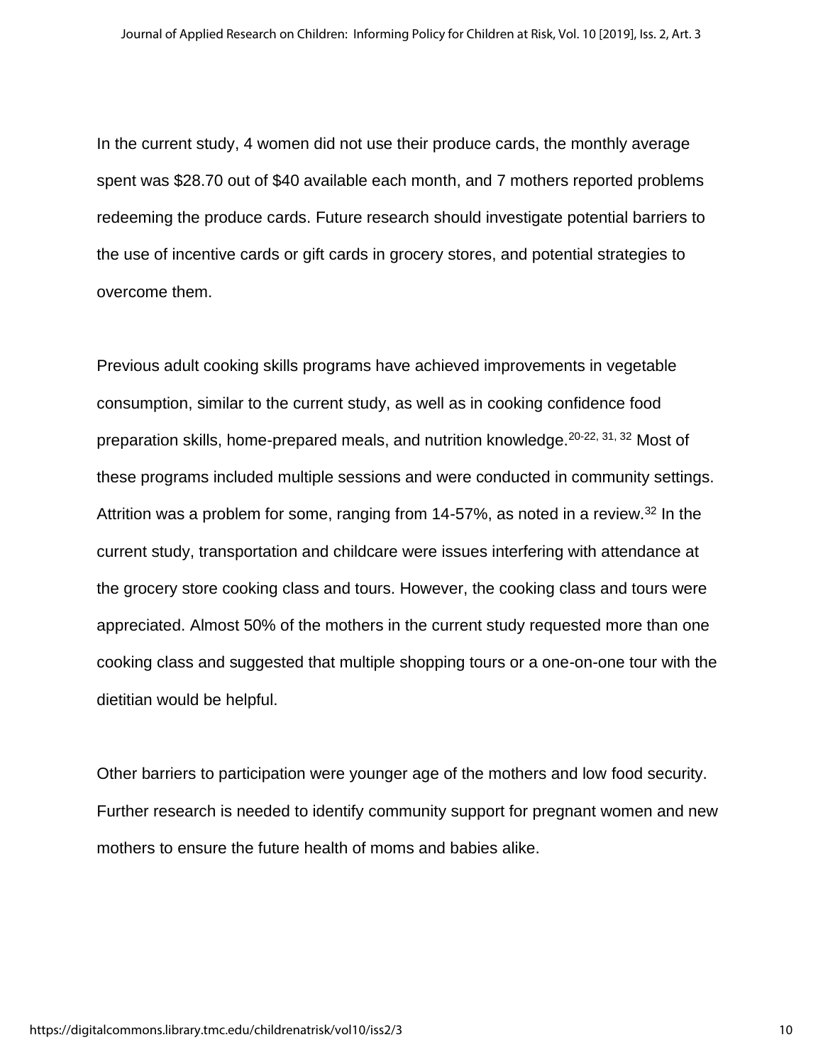In the current study, 4 women did not use their produce cards, the monthly average spent was $28.70 out of $40 available each month, and 7 mothers reported problems redeeming the produce cards. Future research should investigate potential barriers to the use of incentive cards or gift cards in grocery stores, and potential strategies to overcome them.

Previous adult cooking skills programs have achieved improvements in vegetable consumption, similar to the current study, as well as in cooking confidence food preparation skills, home-prepared meals, and nutrition knowledge.[20-22, 31, 32] Most of these programs included multiple sessions and were conducted in community settings. Attrition was a problem for some, ranging from 14-57%, as noted in a review.[32] In the current study, transportation and childcare were issues interfering with attendance at the grocery store cooking class and tours. However, the cooking class and tours were appreciated. Almost 50% of the mothers in the current study requested more than one cooking class and suggested that multiple shopping tours or a one-on-one tour with the dietitian would be helpful.

Other barriers to participation were younger age of the mothers and low food security. Further research is needed to identify community support for pregnant women and new mothers to ensure the future health of moms and babies alike.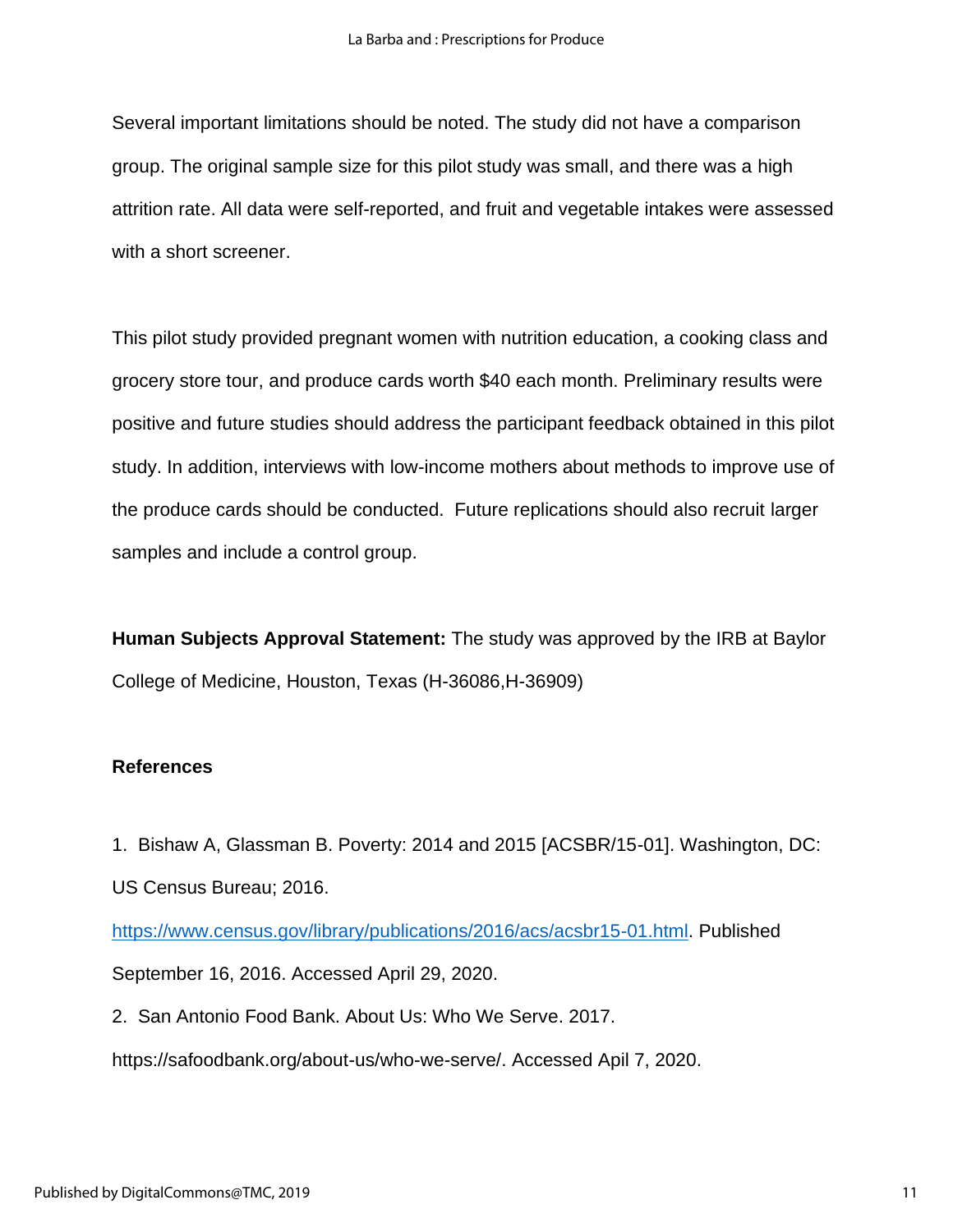Several important limitations should be noted. The study did not have a comparison group. The original sample size for this pilot study was small, and there was a high attrition rate. All data were self-reported, and fruit and vegetable intakes were assessed with a short screener.

This pilot study provided pregnant women with nutrition education, a cooking class and grocery store tour, and produce cards worth $40 each month. Preliminary results were positive and future studies should address the participant feedback obtained in this pilot study. In addition, interviews with low-income mothers about methods to improve use of the produce cards should be conducted. Future replications should also recruit larger samples and include a control group.

**Human Subjects Approval Statement:** The study was approved by the IRB at Baylor College of Medicine, Houston, Texas (H-36086,H-36909)

## References

1. Bishaw A, Glassman B. Poverty: 2014 and 2015 [ACSBR/15-01]. Washington, DC: US Census Bureau; 2016. https://www.census.gov/library/publications/2016/acs/acsbr15-01.html. Published September 16, 2016. Accessed April 29, 2020.
2. San Antonio Food Bank. About Us: Who We Serve. 2017. https://safoodbank.org/about-us/who-we-serve/. Accessed April 7, 2020.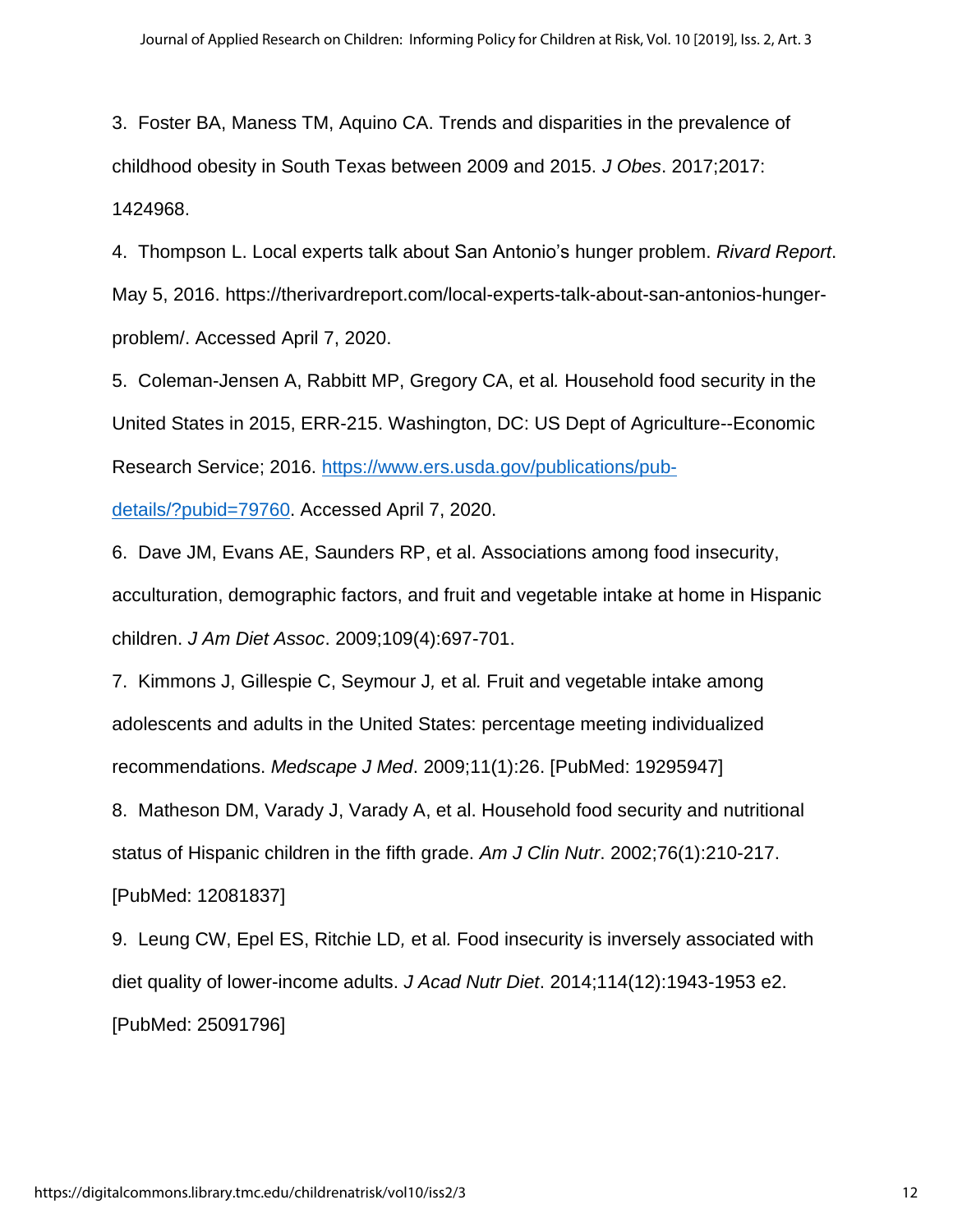3. Foster BA, Maness TM, Aquino CA. Trends and disparities in the prevalence of childhood obesity in South Texas between 2009 and 2015. *J Obes*. 2017;2017: 1424968.

4. Thompson L. Local experts talk about San Antonio's hunger problem. *Rivard Report*. May 5, 2016. https://therivardreport.com/local-experts-talk-about-san-antonios-hunger-problem/. Accessed April 7, 2020.

5. Coleman-Jensen A, Rabbitt MP, Gregory CA, et al. Household food security in the United States in 2015, ERR-215. Washington, DC: US Dept of Agriculture--Economic Research Service; 2016. https://www.ers.usda.gov/publications/pub-details/?pubid=79760. Accessed April 7, 2020.

6. Dave JM, Evans AE, Saunders RP, et al. Associations among food insecurity, acculturation, demographic factors, and fruit and vegetable intake at home in Hispanic children. *J Am Diet Assoc*. 2009;109(4):697-701.

7. Kimmons J, Gillespie C, Seymour J, et al. Fruit and vegetable intake among adolescents and adults in the United States: percentage meeting individualized recommendations. *Medscape J Med*. 2009;11(1):26. [PubMed: 19295947]

8. Matheson DM, Varady J, Varady A, et al. Household food security and nutritional status of Hispanic children in the fifth grade. *Am J Clin Nutr*. 2002;76(1):210-217. [PubMed: 12081837]

9. Leung CW, Epel ES, Ritchie LD, et al. Food insecurity is inversely associated with diet quality of lower-income adults. *J Acad Nutr Diet*. 2014;114(12):1943-1953 e2. [PubMed: 25091796]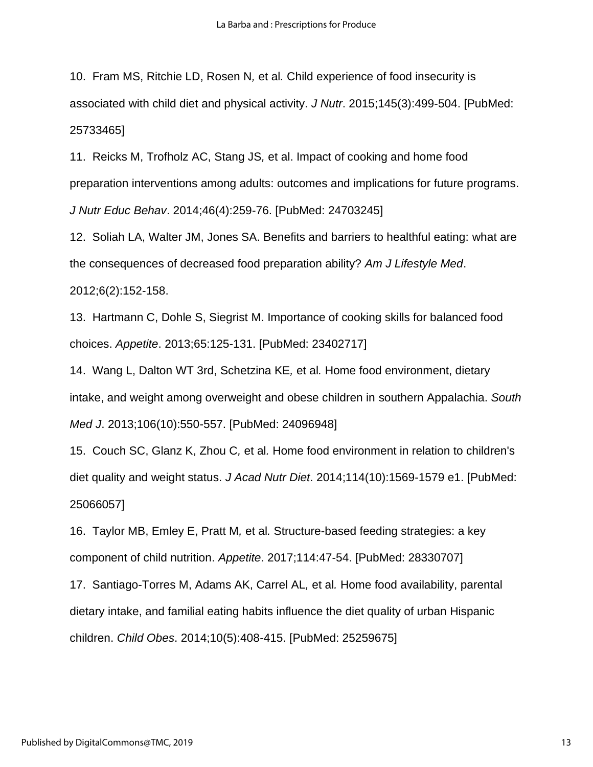10. Fram MS, Ritchie LD, Rosen N, et al. Child experience of food insecurity is associated with child diet and physical activity. *J Nutr*. 2015;145(3):499-504. [PubMed: 25733465]

11. Reicks M, Trofholz AC, Stang JS, et al. Impact of cooking and home food preparation interventions among adults: outcomes and implications for future programs. *J Nutr Educ Behav*. 2014;46(4):259-76. [PubMed: 24703245]

12. Soliah LA, Walter JM, Jones SA. Benefits and barriers to healthful eating: what are the consequences of decreased food preparation ability? *Am J Lifestyle Med*. 2012;6(2):152-158.

13. Hartmann C, Dohle S, Siegrist M. Importance of cooking skills for balanced food choices. *Appetite*. 2013;65:125-131. [PubMed: 23402717]

14. Wang L, Dalton WT 3rd, Schetzina KE, et al. Home food environment, dietary intake, and weight among overweight and obese children in southern Appalachia. *South Med J*. 2013;106(10):550-557. [PubMed: 24096948]

15. Couch SC, Glanz K, Zhou C, et al. Home food environment in relation to children's diet quality and weight status. *J Acad Nutr Diet*. 2014;114(10):1569-1579 e1. [PubMed: 25066057]

16. Taylor MB, Emley E, Pratt M, et al. Structure-based feeding strategies: a key component of child nutrition. *Appetite*. 2017;114:47-54. [PubMed: 28330707]

17. Santiago-Torres M, Adams AK, Carrel AL, et al. Home food availability, parental dietary intake, and familial eating habits influence the diet quality of urban Hispanic children. *Child Obes*. 2014;10(5):408-415. [PubMed: 25259675]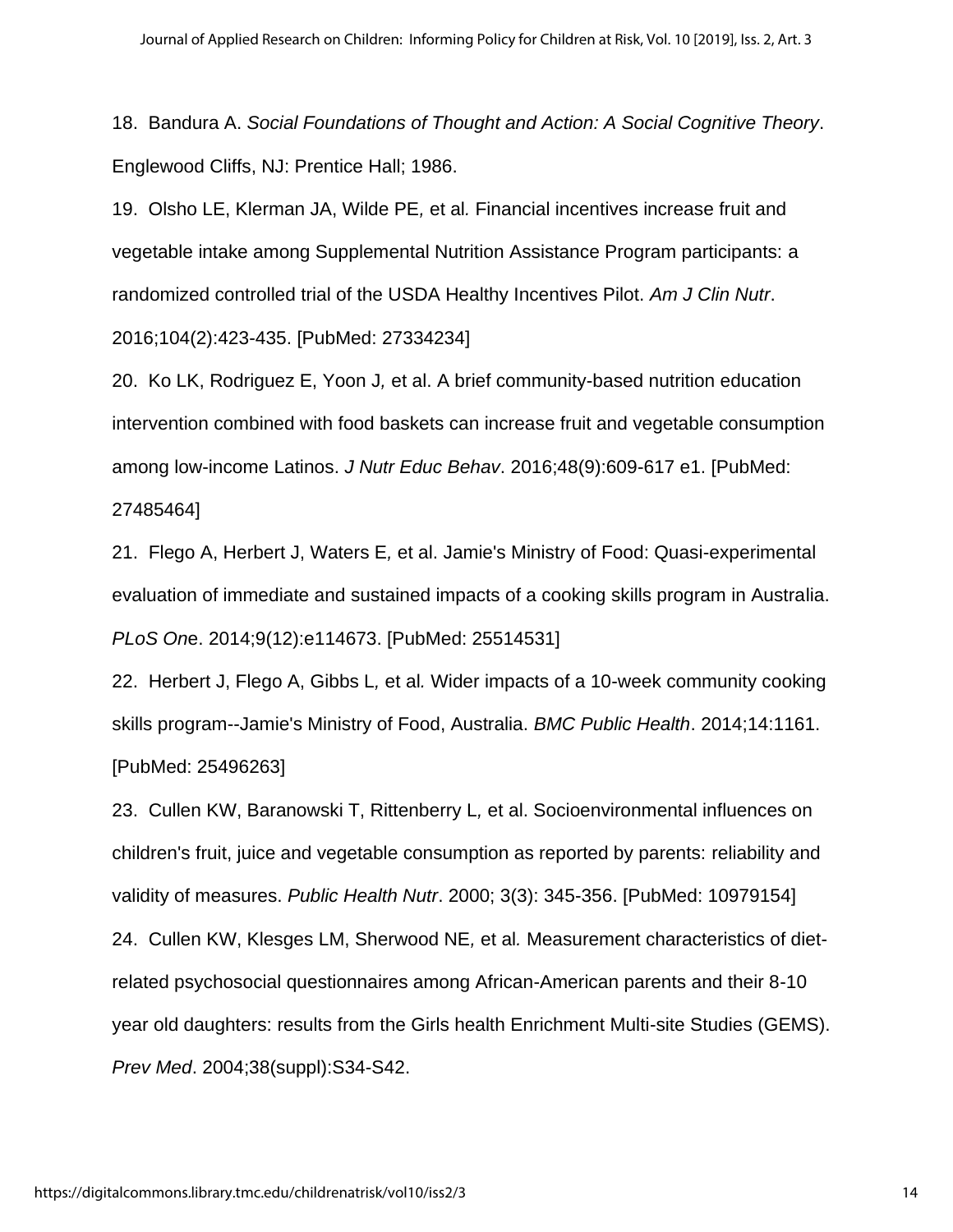18. Bandura A. *Social Foundations of Thought and Action: A Social Cognitive Theory*. Englewood Cliffs, NJ: Prentice Hall; 1986.

19. Olsho LE, Klerman JA, Wilde PE, et al. Financial incentives increase fruit and vegetable intake among Supplemental Nutrition Assistance Program participants: a randomized controlled trial of the USDA Healthy Incentives Pilot. *Am J Clin Nutr*. 2016;104(2):423-435. [PubMed: 27334234]

20. Ko LK, Rodriguez E, Yoon J, et al. A brief community-based nutrition education intervention combined with food baskets can increase fruit and vegetable consumption among low-income Latinos. *J Nutr Educ Behav*. 2016;48(9):609-617 e1. [PubMed: 27485464]

21. Flego A, Herbert J, Waters E, et al. Jamie's Ministry of Food: Quasi-experimental evaluation of immediate and sustained impacts of a cooking skills program in Australia. *PLoS One*. 2014;9(12):e114673. [PubMed: 25514531]

22. Herbert J, Flego A, Gibbs L, et al. Wider impacts of a 10-week community cooking skills program--Jamie's Ministry of Food, Australia. *BMC Public Health*. 2014;14:1161. [PubMed: 25496263]

23. Cullen KW, Baranowski T, Rittenberry L, et al. Socioenvironmental influences on children's fruit, juice and vegetable consumption as reported by parents: reliability and validity of measures. *Public Health Nutr*. 2000; 3(3): 345-356. [PubMed: 10979154]

24. Cullen KW, Klesges LM, Sherwood NE, et al. Measurement characteristics of diet-related psychosocial questionnaires among African-American parents and their 8-10 year old daughters: results from the Girls health Enrichment Multi-site Studies (GEMS). *Prev Med*. 2004;38(suppl):S34-S42.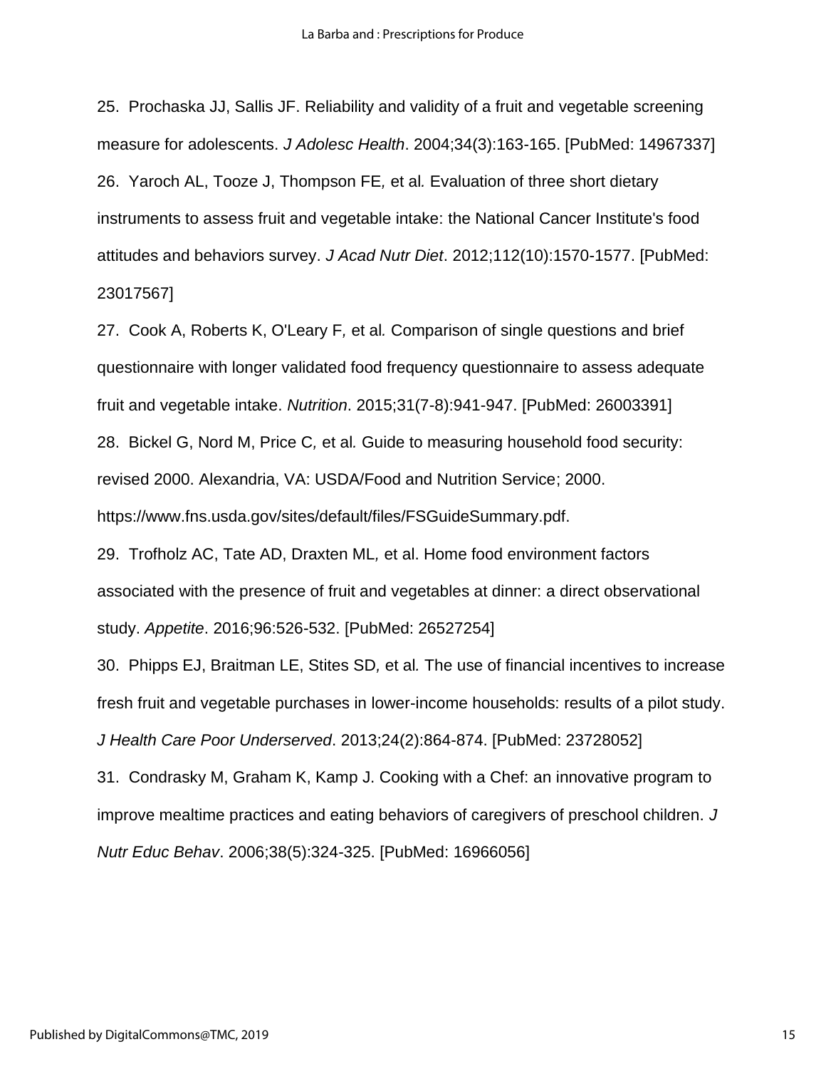25. Prochaska JJ, Sallis JF. Reliability and validity of a fruit and vegetable screening measure for adolescents. *J Adolesc Health*. 2004;34(3):163-165. [PubMed: 14967337]

26. Yaroch AL, Tooze J, Thompson FE, et al. Evaluation of three short dietary instruments to assess fruit and vegetable intake: the National Cancer Institute's food attitudes and behaviors survey. *J Acad Nutr Diet*. 2012;112(10):1570-1577. [PubMed: 23017567]

27. Cook A, Roberts K, O'Leary F, et al. Comparison of single questions and brief questionnaire with longer validated food frequency questionnaire to assess adequate fruit and vegetable intake. *Nutrition*. 2015;31(7-8):941-947. [PubMed: 26003391]

28. Bickel G, Nord M, Price C, et al. Guide to measuring household food security: revised 2000. Alexandria, VA: USDA/Food and Nutrition Service; 2000. https://www.fns.usda.gov/sites/default/files/FSGuideSummary.pdf.

29. Trofholz AC, Tate AD, Draxten ML, et al. Home food environment factors associated with the presence of fruit and vegetables at dinner: a direct observational study. *Appetite*. 2016;96:526-532. [PubMed: 26527254]

30. Phipps EJ, Braitman LE, Stites SD, et al. The use of financial incentives to increase fresh fruit and vegetable purchases in lower-income households: results of a pilot study. *J Health Care Poor Underserved*. 2013;24(2):864-874. [PubMed: 23728052]

31. Condrasky M, Graham K, Kamp J. Cooking with a Chef: an innovative program to improve mealtime practices and eating behaviors of caregivers of preschool children. *J Nutr Educ Behav*. 2006;38(5):324-325. [PubMed: 16966056]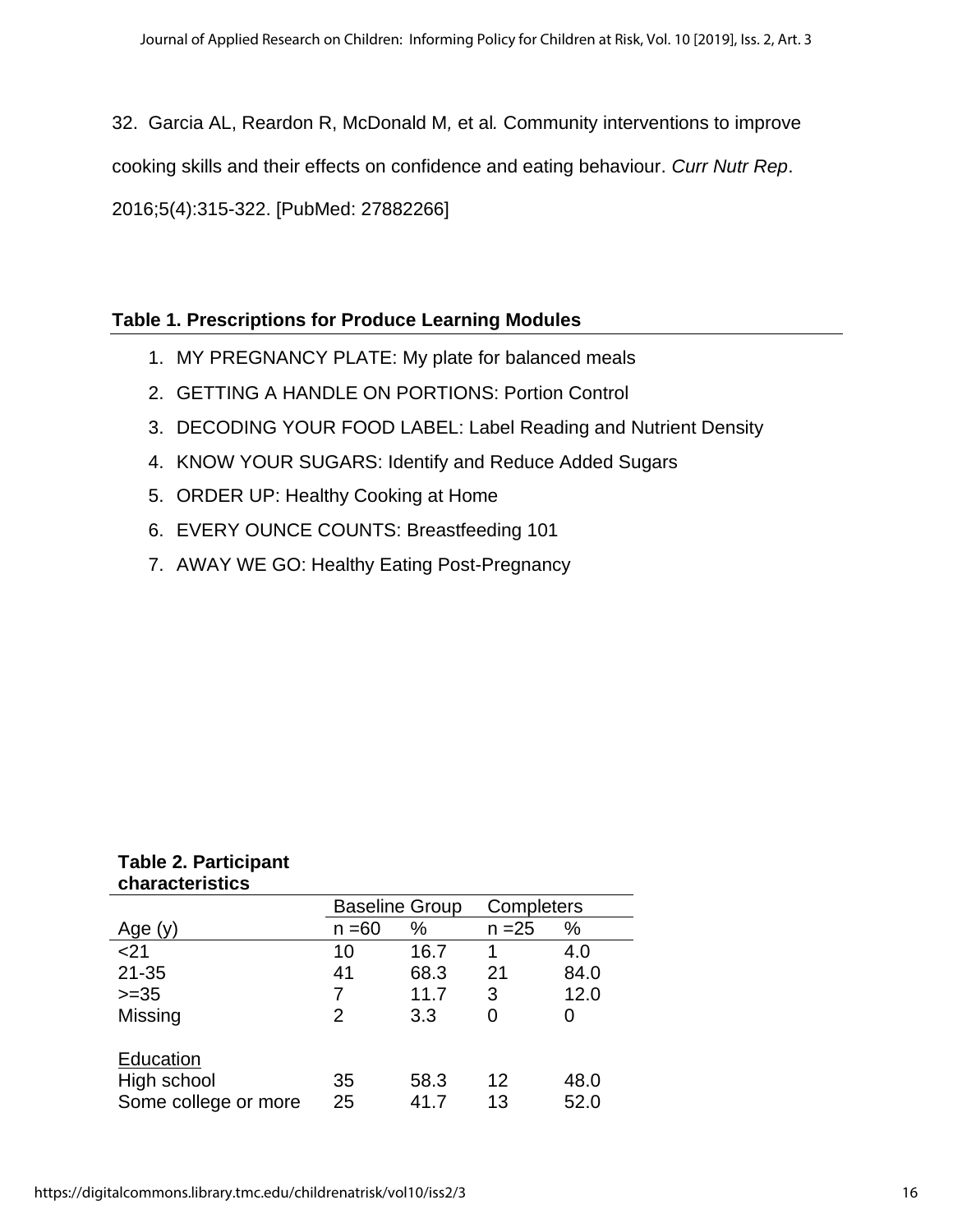32. Garcia AL, Reardon R, McDonald M, et al. Community interventions to improve cooking skills and their effects on confidence and eating behaviour. *Curr Nutr Rep*. 2016;5(4):315-322. [PubMed: 27882266]

**Table 1. Prescriptions for Produce Learning Modules**

1. MY PREGNANCY PLATE: My plate for balanced meals
2. GETTING A HANDLE ON PORTIONS: Portion Control
3. DECODING YOUR FOOD LABEL: Label Reading and Nutrient Density
4. KNOW YOUR SUGARS: Identify and Reduce Added Sugars
5. ORDER UP: Healthy Cooking at Home
6. EVERY OUNCE COUNTS: Breastfeeding 101
7. AWAY WE GO: Healthy Eating Post-Pregnancy

**Table 2. Participant characteristics**

| | Baseline Group | | Completers | |
|---|---|---|---|---|
| Age (y) | n =60 | % | n =25 | % |
| <21 | 10 | 16.7 | 1 | 4.0 |
| 21-35 | 41 | 68.3 | 21 | 84.0 |
| >=35 | 7 | 11.7 | 3 | 12.0 |
| Missing | 2 | 3.3 | 0 | 0 |
| Education | | | | |
| High school | 35 | 58.3 | 12 | 48.0 |
| Some college or more | 25 | 41.7 | 13 | 52.0 |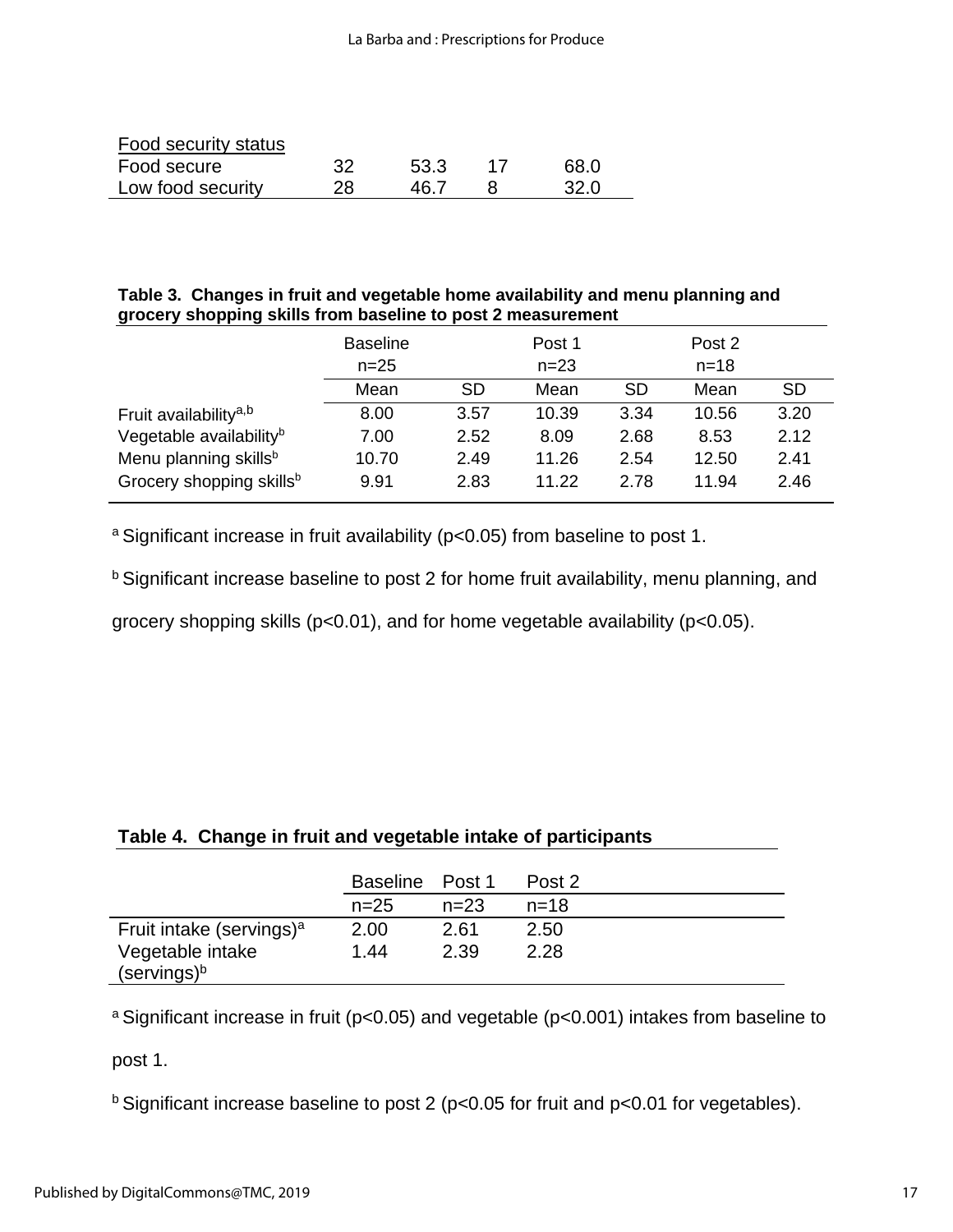| | | | | |
|---|---|---|---|---|
| Food security status | | | | |
| Food secure | 32 | 53.3 | 17 | 68.0 |
| Low food security | 28 | 46.7 | 8 | 32.0 |

**Table 3. Changes in fruit and vegetable home availability and menu planning and grocery shopping skills from baseline to post 2 measurement**

| | Baseline n=25 | | Post 1 n=23 | | Post 2 n=18 | |
|---|---|---|---|---|---|---|
| | Mean | SD | Mean | SD | Mean | SD |
| Fruit availability[a,b] | 8.00 | 3.57 | 10.39 | 3.34 | 10.56 | 3.20 |
| Vegetable availability[b] | 7.00 | 2.52 | 8.09 | 2.68 | 8.53 | 2.12 |
| Menu planning skills[b] | 10.70 | 2.49 | 11.26 | 2.54 | 12.50 | 2.41 |
| Grocery shopping skills[b] | 9.91 | 2.83 | 11.22 | 2.78 | 11.94 | 2.46 |

[a] Significant increase in fruit availability ($p<0.05$) from baseline to post 1.

[b] Significant increase baseline to post 2 for home fruit availability, menu planning, and grocery shopping skills ($p<0.01$), and for home vegetable availability ($p<0.05$).

**Table 4. Change in fruit and vegetable intake of participants**

| | Baseline | Post 1 | Post 2 |
|---|---|---|---|
| | n=25 | n=23 | n=18 |
| Fruit intake (servings)[a] | 2.00 | 2.61 | 2.50 |
| Vegetable intake (servings)[b] | 1.44 | 2.39 | 2.28 |

[a] Significant increase in fruit ($p<0.05$) and vegetable ($p<0.001$) intakes from baseline to post 1.

[b] Significant increase baseline to post 2 ($p<0.05$ for fruit and $p<0.01$ for vegetables).